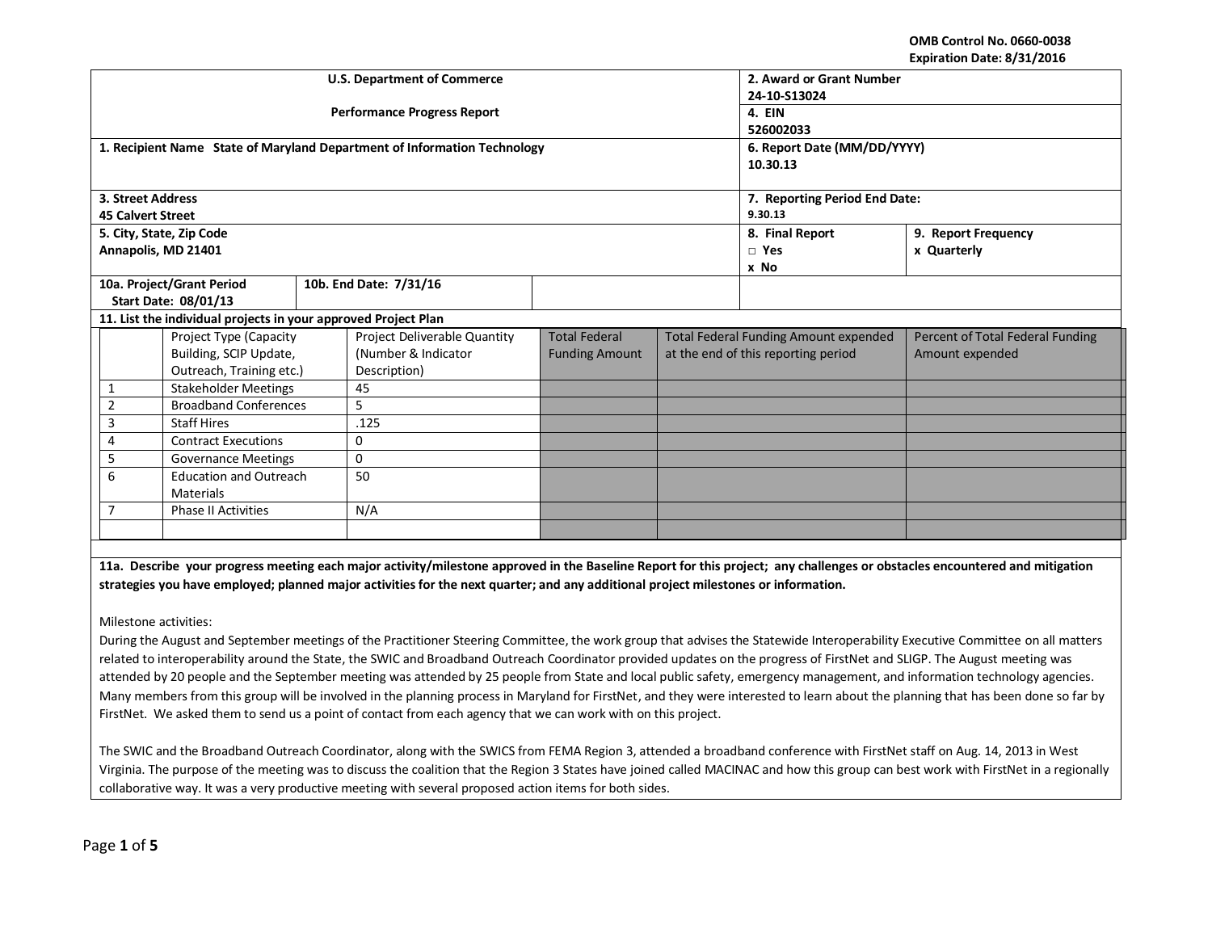OMB Control No. 0660-0038
Expiration Date: 8/31/2016

| U.S. Department of Commerce<br><br>Performance Progress Report | | 2. Award or Grant Number<br>24-10-S13024 | |
|---|---|---|---|
| | | 4. EIN<br>526002033 | |
| 1. Recipient Name State of Maryland Department of Information Technology | | 6. Report Date (MM/DD/YYYY)<br>10.30.13 | |
| 3. Street Address<br>45 Calvert Street | | 7. Reporting Period End Date:<br>9.30.13 | |
| 5. City, State, Zip Code<br>Annapolis, MD 21401 | | 8. Final Report<br>□ Yes<br>x No | 9. Report Frequency<br>x Quarterly |
| 10a. Project/Grant Period<br>Start Date: 08/01/13 | 10b. End Date: 7/31/16 | | |

**11. List the individual projects in your approved Project Plan**

| | Project Type (Capacity Building, SCIP Update, Outreach, Training etc.) | Project Deliverable Quantity (Number & Indicator Description) | Total Federal Funding Amount | Total Federal Funding Amount expended at the end of this reporting period | Percent of Total Federal Funding Amount expended |
|---|---|---|---|---|---|
| 1 | Stakeholder Meetings | 45 | | | |
| 2 | Broadband Conferences | 5 | | | |
| 3 | Staff Hires | .125 | | | |
| 4 | Contract Executions | 0 | | | |
| 5 | Governance Meetings | 0 | | | |
| 6 | Education and Outreach Materials | 50 | | | |
| 7 | Phase II Activities | N/A | | | |
| | | | | | |

**11a. Describe your progress meeting each major activity/milestone approved in the Baseline Report for this project; any challenges or obstacles encountered and mitigation strategies you have employed; planned major activities for the next quarter; and any additional project milestones or information.**

Milestone activities:

During the August and September meetings of the Practitioner Steering Committee, the work group that advises the Statewide Interoperability Executive Committee on all matters related to interoperability around the State, the SWIC and Broadband Outreach Coordinator provided updates on the progress of FirstNet and SLIGP. The August meeting was attended by 20 people and the September meeting was attended by 25 people from State and local public safety, emergency management, and information technology agencies. Many members from this group will be involved in the planning process in Maryland for FirstNet, and they were interested to learn about the planning that has been done so far by FirstNet. We asked them to send us a point of contact from each agency that we can work with on this project.

The SWIC and the Broadband Outreach Coordinator, along with the SWICS from FEMA Region 3, attended a broadband conference with FirstNet staff on Aug. 14, 2013 in West Virginia. The purpose of the meeting was to discuss the coalition that the Region 3 States have joined called MACINAC and how this group can best work with FirstNet in a regionally collaborative way. It was a very productive meeting with several proposed action items for both sides.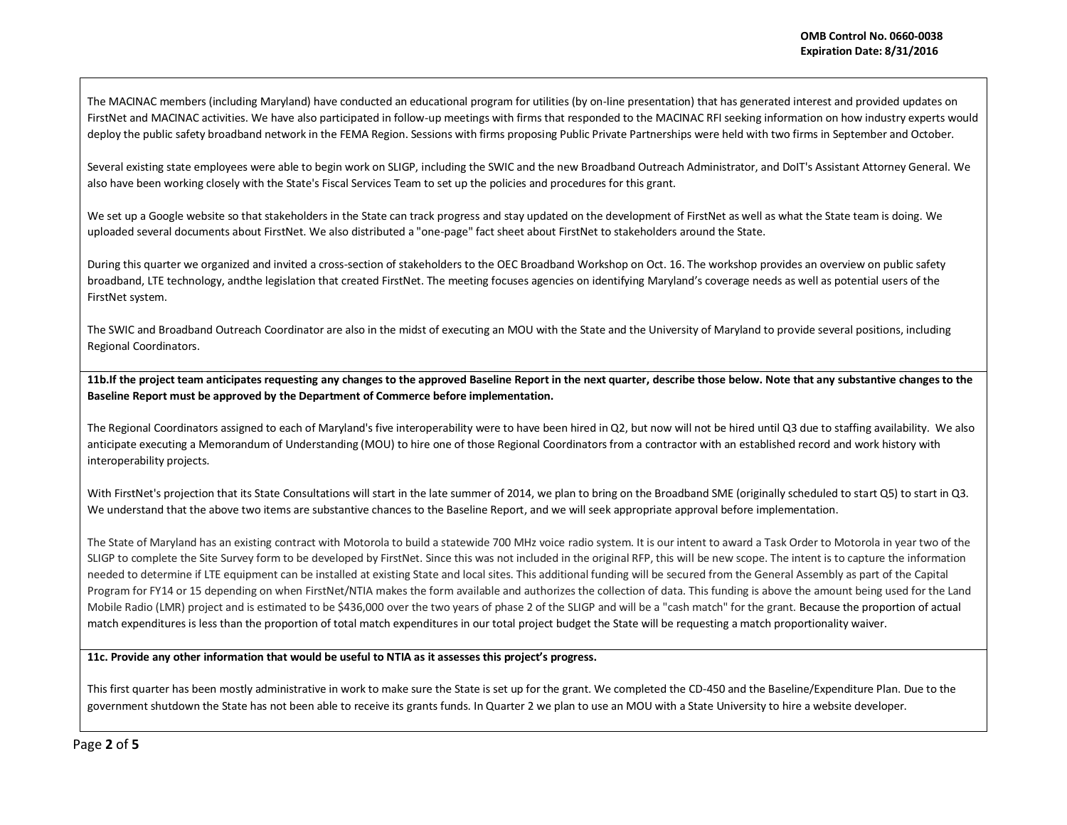The MACINAC members (including Maryland) have conducted an educational program for utilities (by on-line presentation) that has generated interest and provided updates on FirstNet and MACINAC activities. We have also participated in follow-up meetings with firms that responded to the MACINAC RFI seeking information on how industry experts would deploy the public safety broadband network in the FEMA Region. Sessions with firms proposing Public Private Partnerships were held with two firms in September and October.

Several existing state employees were able to begin work on SLIGP, including the SWIC and the new Broadband Outreach Administrator, and DoIT's Assistant Attorney General. We also have been working closely with the State's Fiscal Services Team to set up the policies and procedures for this grant.

We set up a Google website so that stakeholders in the State can track progress and stay updated on the development of FirstNet as well as what the State team is doing. We uploaded several documents about FirstNet. We also distributed a "one-page" fact sheet about FirstNet to stakeholders around the State.

During this quarter we organized and invited a cross-section of stakeholders to the OEC Broadband Workshop on Oct. 16. The workshop provides an overview on public safety broadband, LTE technology, andthe legislation that created FirstNet. The meeting focuses agencies on identifying Maryland's coverage needs as well as potential users of the FirstNet system.

The SWIC and Broadband Outreach Coordinator are also in the midst of executing an MOU with the State and the University of Maryland to provide several positions, including Regional Coordinators.

**11b.If the project team anticipates requesting any changes to the approved Baseline Report in the next quarter, describe those below. Note that any substantive changes to the Baseline Report must be approved by the Department of Commerce before implementation.**

The Regional Coordinators assigned to each of Maryland's five interoperability were to have been hired in Q2, but now will not be hired until Q3 due to staffing availability. We also anticipate executing a Memorandum of Understanding (MOU) to hire one of those Regional Coordinators from a contractor with an established record and work history with interoperability projects.

With FirstNet's projection that its State Consultations will start in the late summer of 2014, we plan to bring on the Broadband SME (originally scheduled to start Q5) to start in Q3. We understand that the above two items are substantive chances to the Baseline Report, and we will seek appropriate approval before implementation.

The State of Maryland has an existing contract with Motorola to build a statewide 700 MHz voice radio system. It is our intent to award a Task Order to Motorola in year two of the SLIGP to complete the Site Survey form to be developed by FirstNet. Since this was not included in the original RFP, this will be new scope. The intent is to capture the information needed to determine if LTE equipment can be installed at existing State and local sites. This additional funding will be secured from the General Assembly as part of the Capital Program for FY14 or 15 depending on when FirstNet/NTIA makes the form available and authorizes the collection of data. This funding is above the amount being used for the Land Mobile Radio (LMR) project and is estimated to be $436,000 over the two years of phase 2 of the SLIGP and will be a "cash match" for the grant. Because the proportion of actual match expenditures is less than the proportion of total match expenditures in our total project budget the State will be requesting a match proportionality waiver.

**11c. Provide any other information that would be useful to NTIA as it assesses this project's progress.**

This first quarter has been mostly administrative in work to make sure the State is set up for the grant. We completed the CD-450 and the Baseline/Expenditure Plan. Due to the government shutdown the State has not been able to receive its grants funds. In Quarter 2 we plan to use an MOU with a State University to hire a website developer.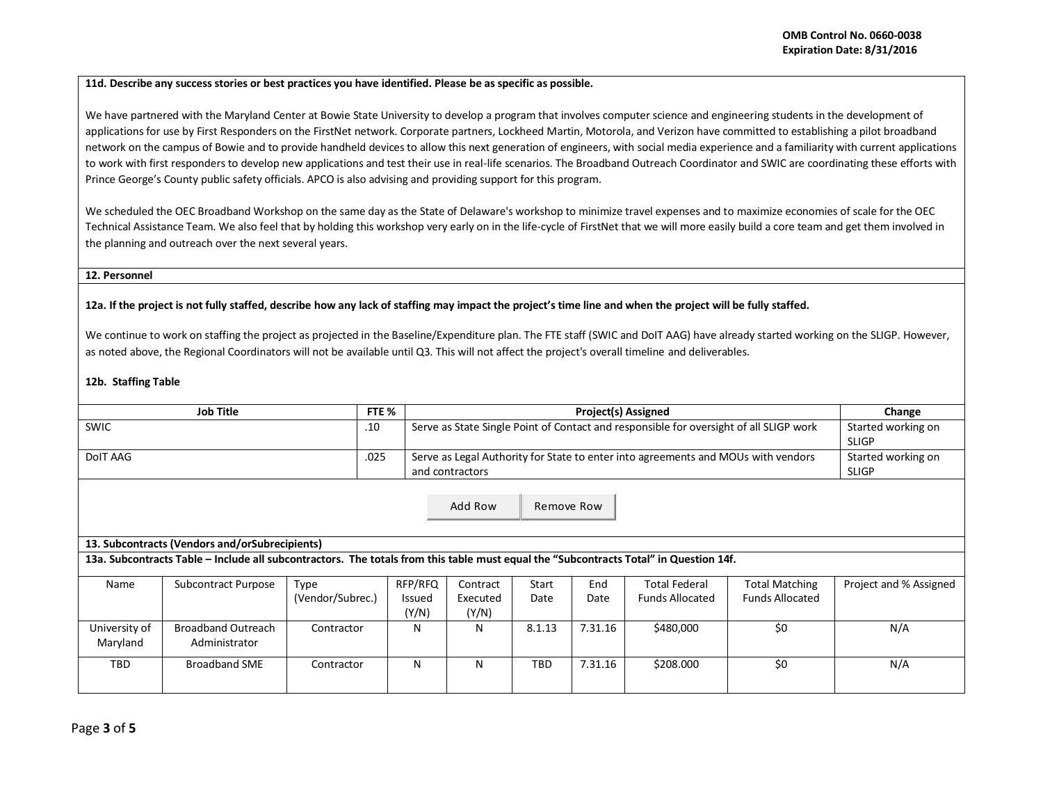**11d. Describe any success stories or best practices you have identified. Please be as specific as possible.**

We have partnered with the Maryland Center at Bowie State University to develop a program that involves computer science and engineering students in the development of applications for use by First Responders on the FirstNet network. Corporate partners, Lockheed Martin, Motorola, and Verizon have committed to establishing a pilot broadband network on the campus of Bowie and to provide handheld devices to allow this next generation of engineers, with social media experience and a familiarity with current applications to work with first responders to develop new applications and test their use in real-life scenarios. The Broadband Outreach Coordinator and SWIC are coordinating these efforts with Prince George's County public safety officials. APCO is also advising and providing support for this program.

We scheduled the OEC Broadband Workshop on the same day as the State of Delaware's workshop to minimize travel expenses and to maximize economies of scale for the OEC Technical Assistance Team. We also feel that by holding this workshop very early on in the life-cycle of FirstNet that we will more easily build a core team and get them involved in the planning and outreach over the next several years.

**12. Personnel**

**12a. If the project is not fully staffed, describe how any lack of staffing may impact the project's time line and when the project will be fully staffed.**

We continue to work on staffing the project as projected in the Baseline/Expenditure plan. The FTE staff (SWIC and DoIT AAG) have already started working on the SLIGP. However, as noted above, the Regional Coordinators will not be available until Q3. This will not affect the project's overall timeline and deliverables.

**12b. Staffing Table**

| Job Title | FTE % | Project(s) Assigned | Change |
|---|---|---|---|
| SWIC | .10 | Serve as State Single Point of Contact and responsible for oversight of all SLIGP work | Started working on SLIGP |
| DoIT AAG | .025 | Serve as Legal Authority for State to enter into agreements and MOUs with vendors and contractors | Started working on SLIGP |

Add Row Remove Row

**13. Subcontracts (Vendors and/orSubrecipients)**

**13a. Subcontracts Table – Include all subcontractors. The totals from this table must equal the "Subcontracts Total" in Question 14f.**

| Name | Subcontract Purpose | Type (Vendor/Subrec.) | RFP/RFQ Issued (Y/N) | Contract Executed (Y/N) | Start Date | End Date | Total Federal Funds Allocated | Total Matching Funds Allocated | Project and % Assigned |
|---|---|---|---|---|---|---|---|---|---|
| University of Maryland | Broadband Outreach Administrator | Contractor | N | N | 8.1.13 | 7.31.16 | $480,000 | $0 | N/A |
| TBD | Broadband SME | Contractor | N | N | TBD | 7.31.16 | $208.000 | $0 | N/A |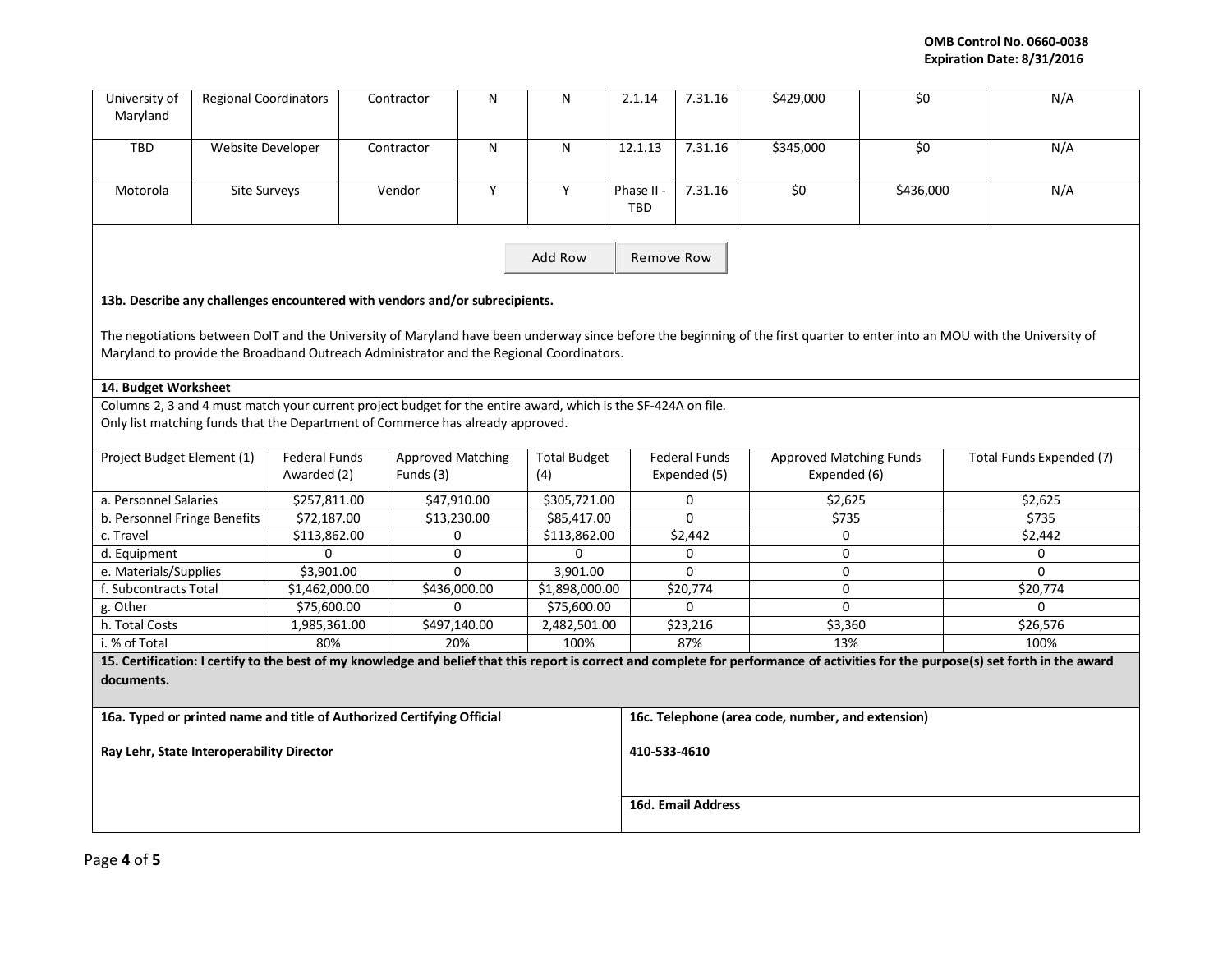| University of Maryland | Regional Coordinators | Contractor | N | N | 2.1.14 | 7.31.16 | $429,000 | $0 | N/A |
|---|---|---|---|---|---|---|---|---|---|
| TBD | Website Developer | Contractor | N | N | 12.1.13 | 7.31.16 | $345,000 | $0 | N/A |
| Motorola | Site Surveys | Vendor | Y | Y | Phase II - TBD | 7.31.16 | $0 | $436,000 | N/A |

Add Row | Remove Row

**13b. Describe any challenges encountered with vendors and/or subrecipients.**

The negotiations between DoIT and the University of Maryland have been underway since before the beginning of the first quarter to enter into an MOU with the University of Maryland to provide the Broadband Outreach Administrator and the Regional Coordinators.

**14. Budget Worksheet**

Columns 2, 3 and 4 must match your current project budget for the entire award, which is the SF-424A on file.
Only list matching funds that the Department of Commerce has already approved.

| Project Budget Element (1) | Federal Funds Awarded (2) | Approved Matching Funds (3) | Total Budget (4) | Federal Funds Expended (5) | Approved Matching Funds Expended (6) | Total Funds Expended (7) |
|---|---|---|---|---|---|---|
| a. Personnel Salaries | $257,811.00 | $47,910.00 | $305,721.00 | 0 | $2,625 | $2,625 |
| b. Personnel Fringe Benefits | $72,187.00 | $13,230.00 | $85,417.00 | 0 | $735 | $735 |
| c. Travel | $113,862.00 | 0 | $113,862.00 | $2,442 | 0 | $2,442 |
| d. Equipment | 0 | 0 | 0 | 0 | 0 | 0 |
| e. Materials/Supplies | $3,901.00 | 0 | 3,901.00 | 0 | 0 | 0 |
| f. Subcontracts Total | $1,462,000.00 | $436,000.00 | $1,898,000.00 | $20,774 | 0 | $20,774 |
| g. Other | $75,600.00 | 0 | $75,600.00 | 0 | 0 | 0 |
| h. Total Costs | 1,985,361.00 | $497,140.00 | 2,482,501.00 | $23,216 | $3,360 | $26,576 |
| i. % of Total | 80% | 20% | 100% | 87% | 13% | 100% |

**15. Certification: I certify to the best of my knowledge and belief that this report is correct and complete for performance of activities for the purpose(s) set forth in the award documents.**

**16a. Typed or printed name and title of Authorized Certifying Official**

**Ray Lehr, State Interoperability Director**

**16c. Telephone (area code, number, and extension)**

**410-533-4610**

**16d. Email Address**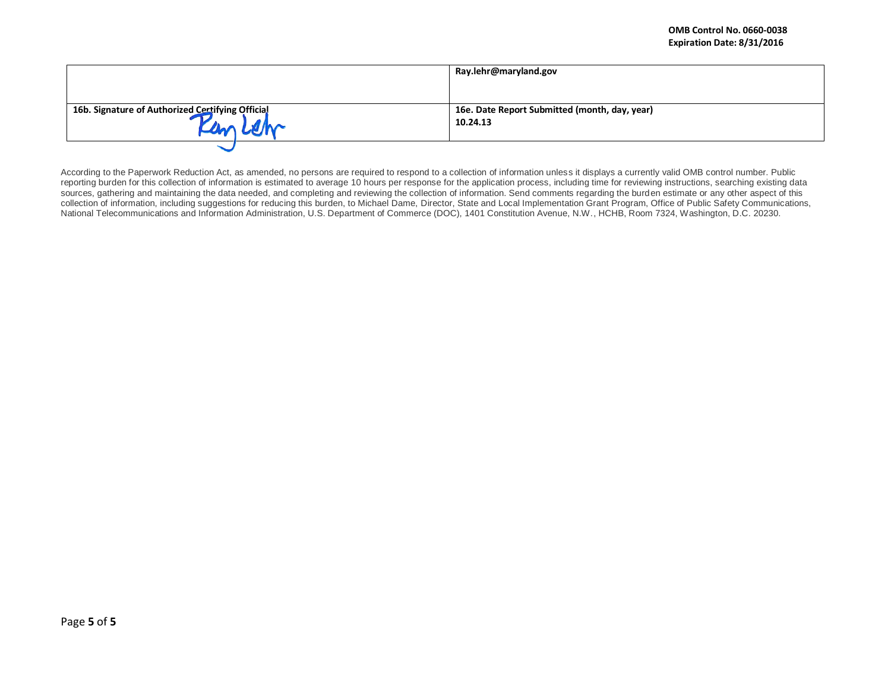OMB Control No. 0660-0038
Expiration Date: 8/31/2016

| | |
|---|---|
| | **Ray.lehr@maryland.gov** |
| **16b. Signature of Authorized Certifying Official** Ray Lehr | **16e. Date Report Submitted (month, day, year)** **10.24.13** |

According to the Paperwork Reduction Act, as amended, no persons are required to respond to a collection of information unless it displays a currently valid OMB control number. Public reporting burden for this collection of information is estimated to average 10 hours per response for the application process, including time for reviewing instructions, searching existing data sources, gathering and maintaining the data needed, and completing and reviewing the collection of information. Send comments regarding the burden estimate or any other aspect of this collection of information, including suggestions for reducing this burden, to Michael Dame, Director, State and Local Implementation Grant Program, Office of Public Safety Communications, National Telecommunications and Information Administration, U.S. Department of Commerce (DOC), 1401 Constitution Avenue, N.W., HCHB, Room 7324, Washington, D.C. 20230.